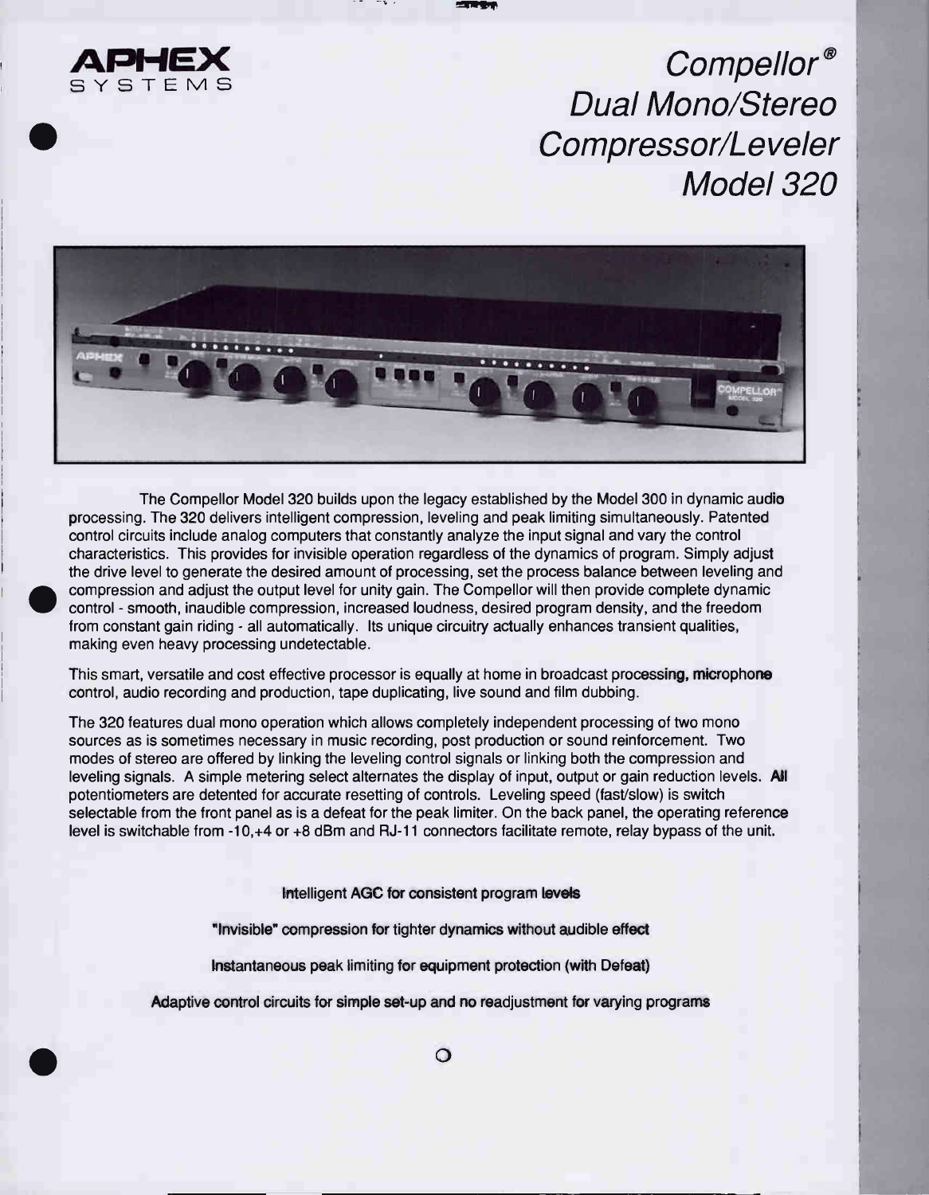**APHEX**
SYSTEMS

# *Compellor® Dual Mono/Stereo Compressor/Leveler Model 320*

The Compellor Model 320 builds upon the legacy established by the Model 300 in dynamic audio processing. The 320 delivers intelligent compression, leveling and peak limiting simultaneously. Patented control circuits include analog computers that constantly analyze the input signal and vary the control characteristics. This provides for invisible operation regardless of the dynamics of program. Simply adjust the drive level to generate the desired amount of processing, set the process balance between leveling and compression and adjust the output level for unity gain. The Compellor will then provide complete dynamic control - smooth, inaudible compression, increased loudness, desired program density, and the freedom from constant gain riding - all automatically. Its unique circuitry actually enhances transient qualities, making even heavy processing undetectable.

This smart, versatile and cost effective processor is equally at home in broadcast processing, microphone control, audio recording and production, tape duplicating, live sound and film dubbing.

The 320 features dual mono operation which allows completely independent processing of two mono sources as is sometimes necessary in music recording, post production or sound reinforcement. Two modes of stereo are offered by linking the leveling control signals or linking both the compression and leveling signals. A simple metering select alternates the display of input, output or gain reduction levels. All potentiometers are detented for accurate resetting of controls. Leveling speed (fast/slow) is switch selectable from the front panel as is a defeat for the peak limiter. On the back panel, the operating reference level is switchable from -10,+4 or +8 dBm and RJ-11 connectors facilitate remote, relay bypass of the unit.

**Intelligent AGC for consistent program levels**

**"Invisible" compression for tighter dynamics without audible effect**

**Instantaneous peak limiting for equipment protection (with Defeat)**

**Adaptive control circuits for simple set-up and no readjustment for varying programs**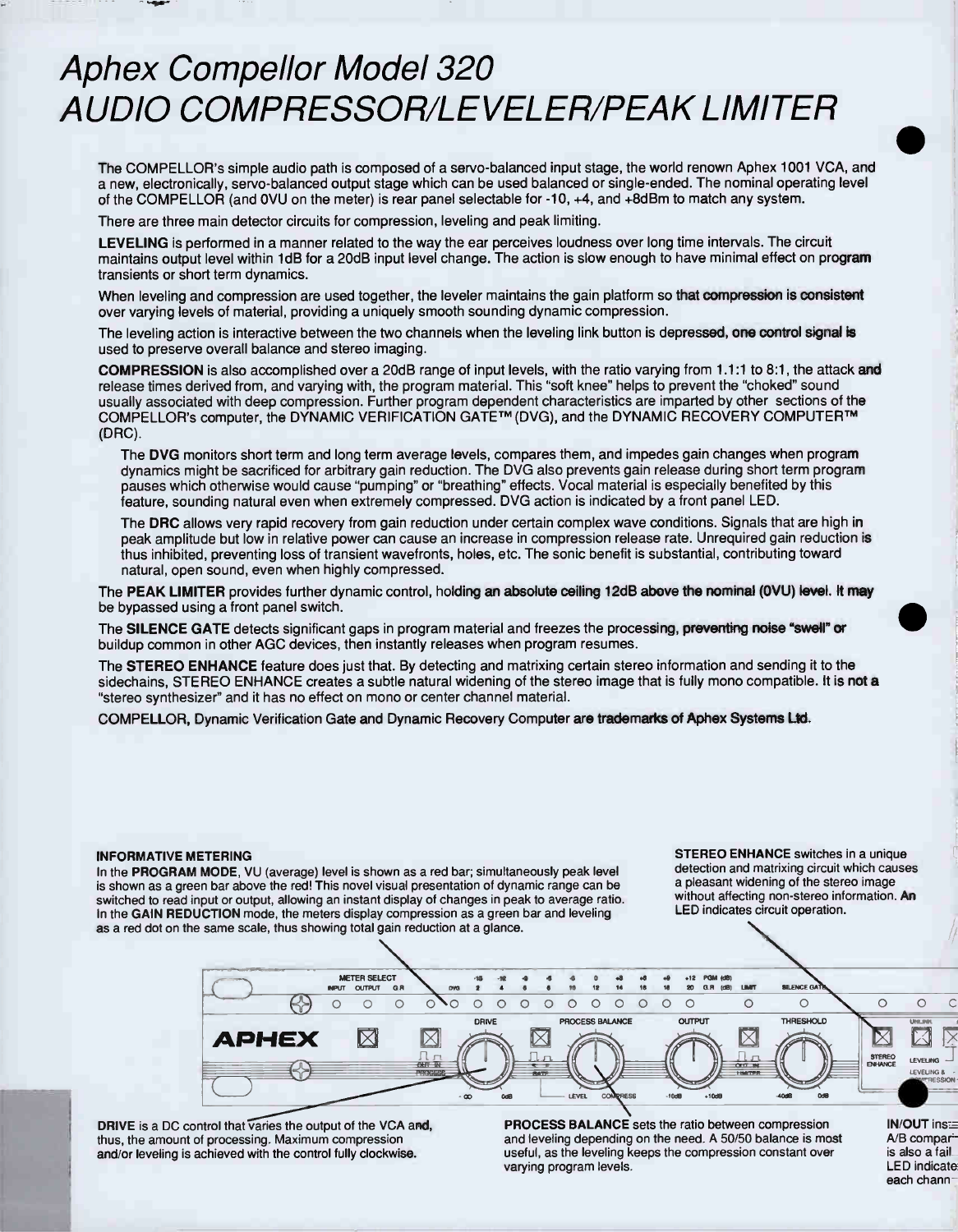# Aphex Compellor Model 320
# AUDIO COMPRESSOR/LEVELER/PEAK LIMITER

The COMPELLOR's simple audio path is composed of a servo-balanced input stage, the world renown Aphex 1001 VCA, and a new, electronically, servo-balanced output stage which can be used balanced or single-ended. The nominal operating level of the COMPELLOR (and 0VU on the meter) is rear panel selectable for -10, +4, and +8dBm to match any system.

There are three main detector circuits for compression, leveling and peak limiting.

**LEVELING** is performed in a manner related to the way the ear perceives loudness over long time intervals. The circuit maintains output level within 1dB for a 20dB input level change. The action is slow enough to have minimal effect on program transients or short term dynamics.

When leveling and compression are used together, the leveler maintains the gain platform so that compression is consistent over varying levels of material, providing a uniquely smooth sounding dynamic compression.

The leveling action is interactive between the two channels when the leveling link button is depressed, one control signal is used to preserve overall balance and stereo imaging.

**COMPRESSION** is also accomplished over a 20dB range of input levels, with the ratio varying from 1.1:1 to 8:1, the attack and release times derived from, and varying with, the program material. This "soft knee" helps to prevent the "choked" sound usually associated with deep compression. Further program dependent characteristics are imparted by other sections of the COMPELLOR's computer, the DYNAMIC VERIFICATION GATE™ (DVG), and the DYNAMIC RECOVERY COMPUTER™ (DRC).

The **DVG** monitors short term and long term average levels, compares them, and impedes gain changes when program dynamics might be sacrificed for arbitrary gain reduction. The DVG also prevents gain release during short term program pauses which otherwise would cause "pumping" or "breathing" effects. Vocal material is especially benefited by this feature, sounding natural even when extremely compressed. DVG action is indicated by a front panel LED.

The **DRC** allows very rapid recovery from gain reduction under certain complex wave conditions. Signals that are high in peak amplitude but low in relative power can cause an increase in compression release rate. Unrequired gain reduction is thus inhibited, preventing loss of transient wavefronts, holes, etc. The sonic benefit is substantial, contributing toward natural, open sound, even when highly compressed.

The **PEAK LIMITER** provides further dynamic control, holding an absolute ceiling 12dB above the nominal (0VU) level. It may be bypassed using a front panel switch.

The **SILENCE GATE** detects significant gaps in program material and freezes the processing, preventing noise "swell" or buildup common in other AGC devices, then instantly releases when program resumes.

The **STEREO ENHANCE** feature does just that. By detecting and matrixing certain stereo information and sending it to the sidechains, STEREO ENHANCE creates a subtle natural widening of the stereo image that is fully mono compatible. It is not a "stereo synthesizer" and it has no effect on mono or center channel material.

COMPELLOR, Dynamic Verification Gate and Dynamic Recovery Computer are trademarks of Aphex Systems Ltd.

**INFORMATIVE METERING**
In the **PROGRAM MODE**, VU (average) level is shown as a red bar; simultaneously peak level is shown as a green bar above the red! This novel visual presentation of dynamic range can be switched to read input or output, allowing an instant display of changes in peak to average ratio. In the **GAIN REDUCTION** mode, the meters display compression as a green bar and leveling as a red dot on the same scale, thus showing total gain reduction at a glance.

**STEREO ENHANCE** switches in a unique detection and matrixing circuit which causes a pleasant widening of the stereo image without affecting non-stereo information. An LED indicates circuit operation.

**DRIVE** is a DC control that varies the output of the VCA and, thus, the amount of processing. Maximum compression and/or leveling is achieved with the control fully clockwise.

**PROCESS BALANCE** sets the ratio between compression and leveling depending on the need. A 50/50 balance is most useful, as the leveling keeps the compression constant over varying program levels.

**IN/OUT** ins... A/B compar... is also a fail... LED indicate... each chann...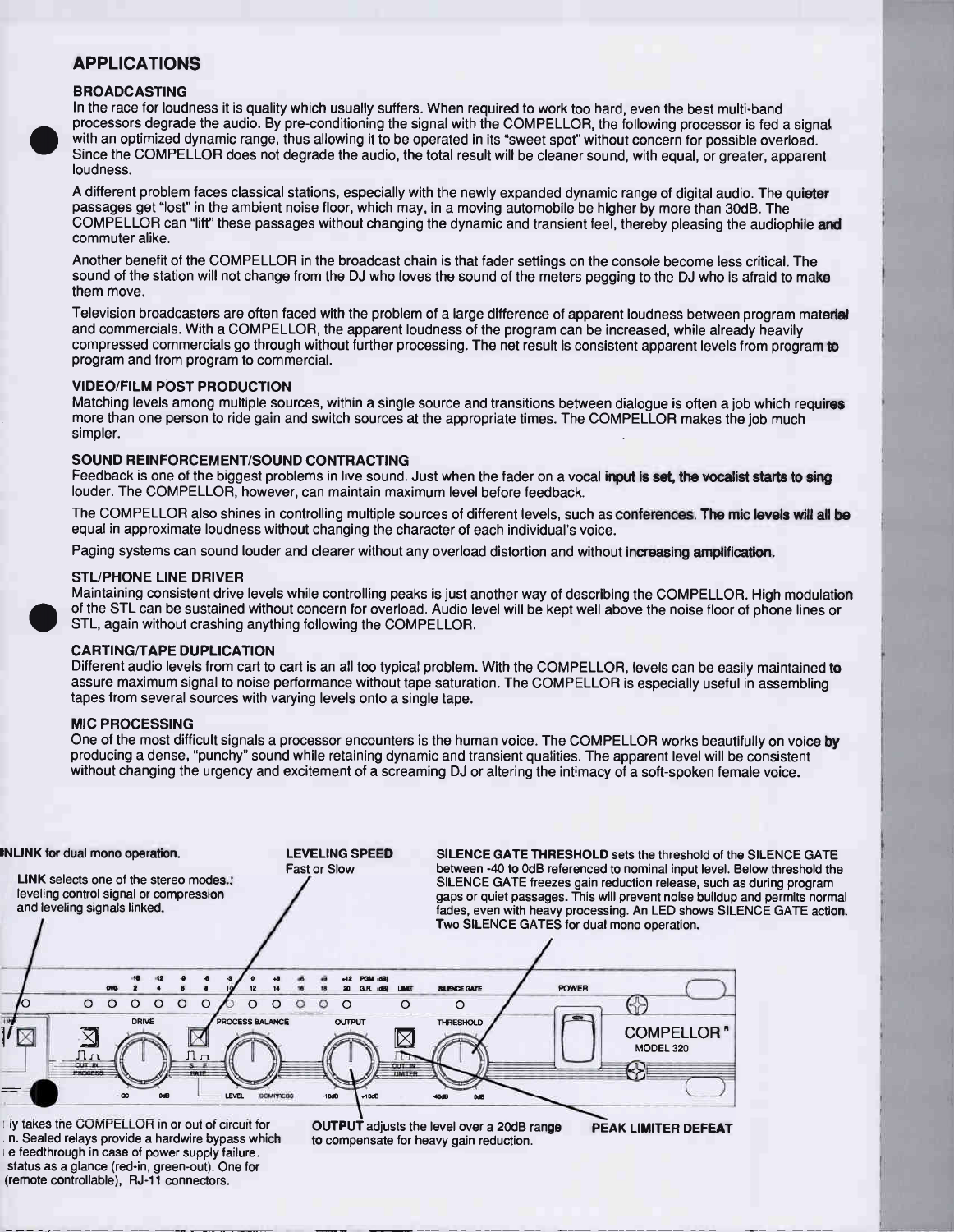## APPLICATIONS

### BROADCASTING

In the race for loudness it is quality which usually suffers. When required to work too hard, even the best multi-band processors degrade the audio. By pre-conditioning the signal with the COMPELLOR, the following processor is fed a signal with an optimized dynamic range, thus allowing it to be operated in its "sweet spot" without concern for possible overload. Since the COMPELLOR does not degrade the audio, the total result will be cleaner sound, with equal, or greater, apparent loudness.

A different problem faces classical stations, especially with the newly expanded dynamic range of digital audio. The quieter passages get "lost" in the ambient noise floor, which may, in a moving automobile be higher by more than 30dB. The COMPELLOR can "lift" these passages without changing the dynamic and transient feel, thereby pleasing the audiophile and commuter alike.

Another benefit of the COMPELLOR in the broadcast chain is that fader settings on the console become less critical. The sound of the station will not change from the DJ who loves the sound of the meters pegging to the DJ who is afraid to make them move.

Television broadcasters are often faced with the problem of a large difference of apparent loudness between program material and commercials. With a COMPELLOR, the apparent loudness of the program can be increased, while already heavily compressed commercials go through without further processing. The net result is consistent apparent levels from program to program and from program to commercial.

### VIDEO/FILM POST PRODUCTION

Matching levels among multiple sources, within a single source and transitions between dialogue is often a job which requires more than one person to ride gain and switch sources at the appropriate times. The COMPELLOR makes the job much simpler.

### SOUND REINFORCEMENT/SOUND CONTRACTING

Feedback is one of the biggest problems in live sound. Just when the fader on a vocal input is set, the vocalist starts to sing louder. The COMPELLOR, however, can maintain maximum level before feedback.

The COMPELLOR also shines in controlling multiple sources of different levels, such as conferences. The mic levels will all be equal in approximate loudness without changing the character of each individual's voice.

Paging systems can sound louder and clearer without any overload distortion and without increasing amplification.

### STL/PHONE LINE DRIVER

Maintaining consistent drive levels while controlling peaks is just another way of describing the COMPELLOR. High modulation of the STL can be sustained without concern for overload. Audio level will be kept well above the noise floor of phone lines or STL, again without crashing anything following the COMPELLOR.

### CARTING/TAPE DUPLICATION

Different audio levels from cart to cart is an all too typical problem. With the COMPELLOR, levels can be easily maintained to assure maximum signal to noise performance without tape saturation. The COMPELLOR is especially useful in assembling tapes from several sources with varying levels onto a single tape.

### MIC PROCESSING

One of the most difficult signals a processor encounters is the human voice. The COMPELLOR works beautifully on voice by producing a dense, "punchy" sound while retaining dynamic and transient qualities. The apparent level will be consistent without changing the urgency and excitement of a screaming DJ or altering the intimacy of a soft-spoken female voice.

**NLINK** for dual mono operation.

**LINK** selects one of the stereo modes.: leveling control signal or compression and leveling signals linked.

**LEVELING SPEED** Fast or Slow

**SILENCE GATE THRESHOLD** sets the threshold of the SILENCE GATE between -40 to 0dB referenced to nominal input level. Below threshold the SILENCE GATE freezes gain reduction release, such as during program gaps or quiet passages. This will prevent noise buildup and permits normal fades, even with heavy processing. An LED shows SILENCE GATE action. Two SILENCE GATES for dual mono operation.

-16 -12 -9 -6 -3 0 +3 +6 +9 +12 PGM (dB) | OVG 2 4 6 8 10 12 14 16 18 20 G.R. (dB) | LIMIT | SILENCE GATE | POWER

DRIVE | PROCESS BALANCE | OUTPUT | THRESHOLD | COMPELLOR® MODEL 320

OUT IN PROCESS | ∞ 0dB | S F RATE | LEVEL COMPRESS | -10dB +10dB | OUT IN LIMITER | -40dB 0dB

ly takes the COMPELLOR in or out of circuit for n. Sealed relays provide a hardwire bypass which e feedthrough in case of power supply failure. status as a glance (red-in, green-out). One for (remote controllable), RJ-11 connectors.

**OUTPUT** adjusts the level over a 20dB range to compensate for heavy gain reduction.

**PEAK LIMITER DEFEAT**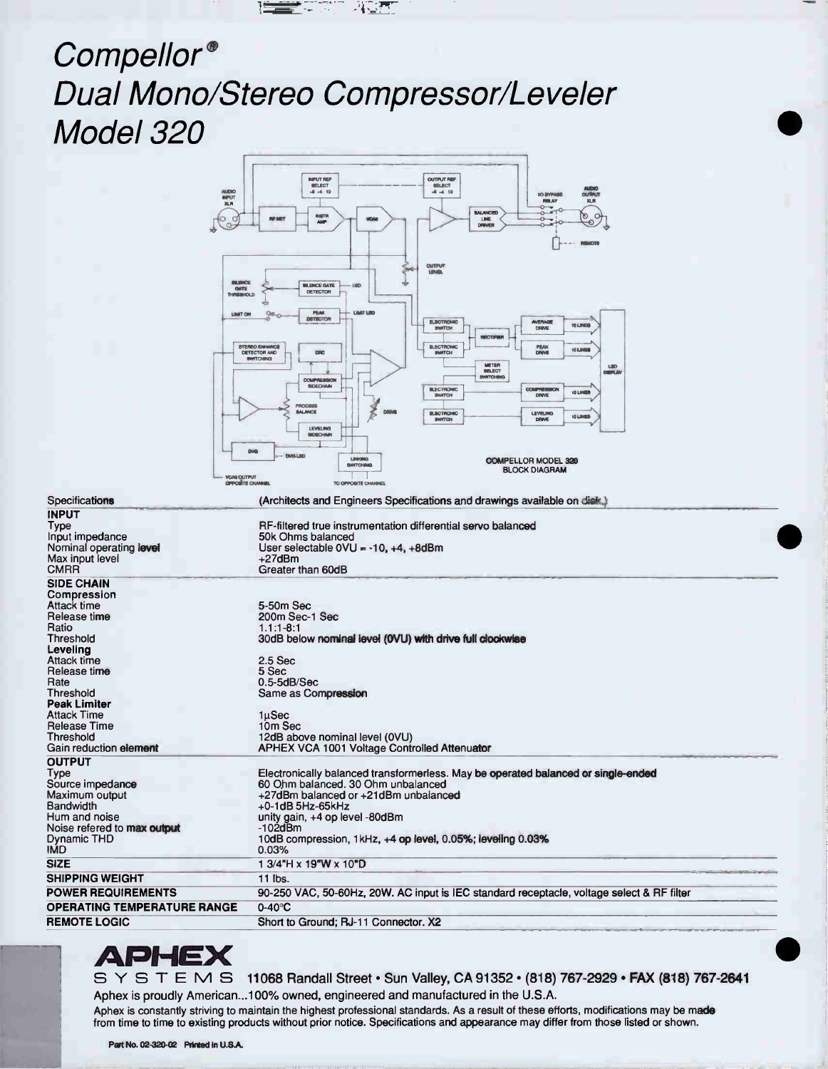# *Compellor®*
# *Dual Mono/Stereo Compressor/Leveler*
# *Model 320*

COMPELLOR MODEL 320
BLOCK DIAGRAM

| Specifications | (Architects and Engineers Specifications and drawings available on disk.) |
|---|---|
| **INPUT** | |
| Type | RF-filtered true instrumentation differential servo balanced |
| Input impedance | 50k Ohms balanced |
| Nominal operating level | User selectable 0VU = -10, +4, +8dBm |
| Max input level | +27dBm |
| CMRR | Greater than 60dB |
| **SIDE CHAIN** | |
| **Compression** | |
| Attack time | 5-50m Sec |
| Release time | 200m Sec-1 Sec |
| Ratio | 1.1:1-8:1 |
| Threshold | 30dB below nominal level (0VU) with drive full clockwise |
| **Leveling** | |
| Attack time | 2.5 Sec |
| Release time | 5 Sec |
| Rate | 0.5-5dB/Sec |
| Threshold | Same as Compression |
| **Peak Limiter** | |
| Attack Time | 1µSec |
| Release Time | 10m Sec |
| Threshold | 12dB above nominal level (0VU) |
| Gain reduction element | APHEX VCA 1001 Voltage Controlled Attenuator |
| **OUTPUT** | |
| Type | Electronically balanced transformerless. May be operated balanced or single-ended |
| Source impedance | 60 Ohm balanced. 30 Ohm unbalanced |
| Maximum output | +27dBm balanced or +21dBm unbalanced |
| Bandwidth | +0-1dB 5Hz-65kHz |
| Hum and noise | unity gain, +4 op level -80dBm |
| Noise refered to max output | -102dBm |
| Dynamic THD | 10dB compression, 1kHz, +4 op level, 0.05%; leveling 0.03% |
| IMD | 0.03% |
| **SIZE** | 1 3/4"H x 19"W x 10"D |
| **SHIPPING WEIGHT** | 11 lbs. |
| **POWER REQUIREMENTS** | 90-250 VAC, 50-60Hz, 20W. AC input is IEC standard receptacle, voltage select & RF filter |
| **OPERATING TEMPERATURE RANGE** | 0-40°C |
| **REMOTE LOGIC** | Short to Ground; RJ-11 Connector. X2 |

**APHEX** SYSTEMS 11068 Randall Street • Sun Valley, CA 91352 • (818) 767-2929 • FAX (818) 767-2641

Aphex is proudly American...100% owned, engineered and manufactured in the U.S.A.

Aphex is constantly striving to maintain the highest professional standards. As a result of these efforts, modifications may be made from time to time to existing products without prior notice. Specifications and appearance may differ from those listed or shown.

Part No. 02-320-02 Printed in U.S.A.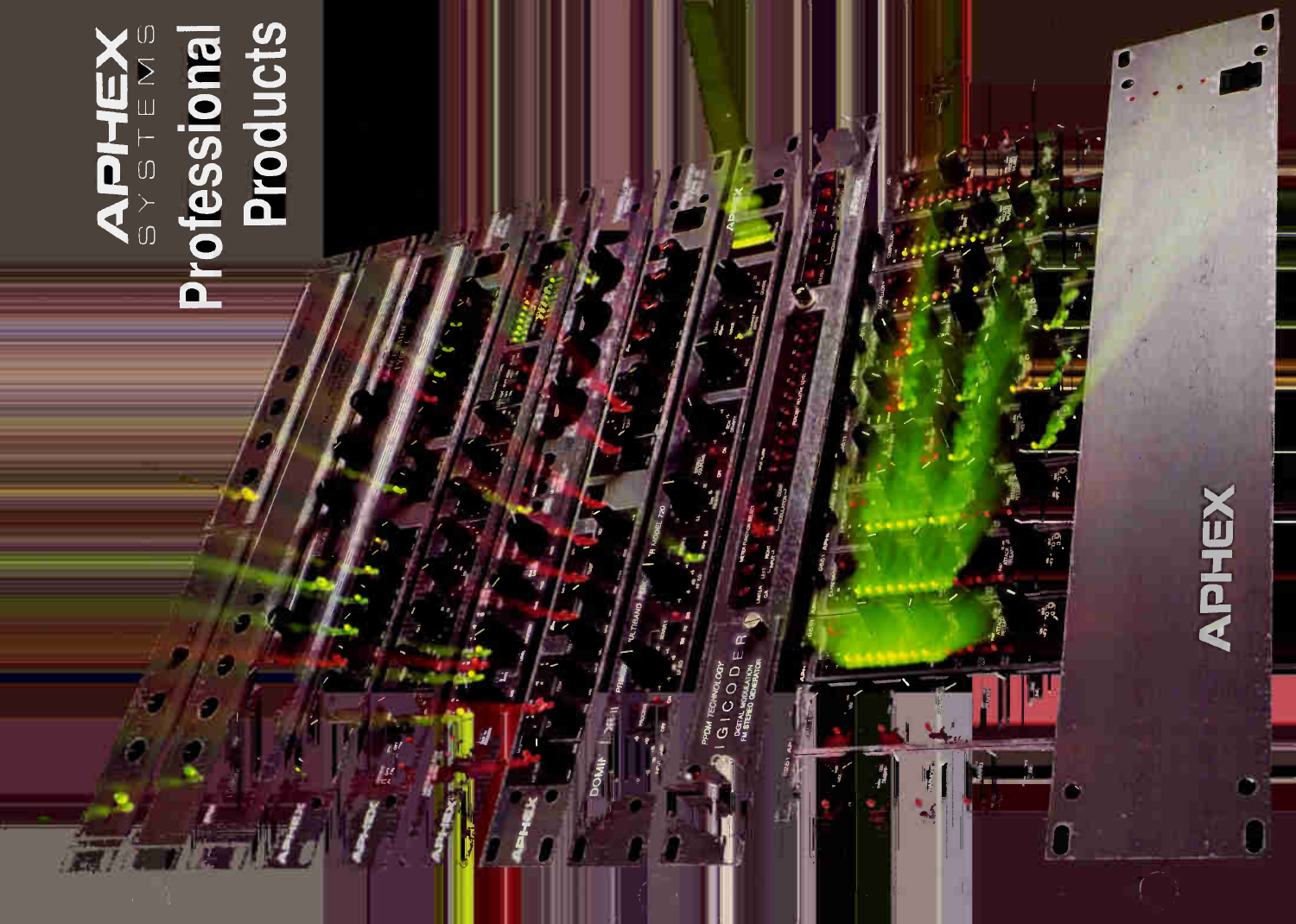# APHEX SYSTEMS

# Professional Products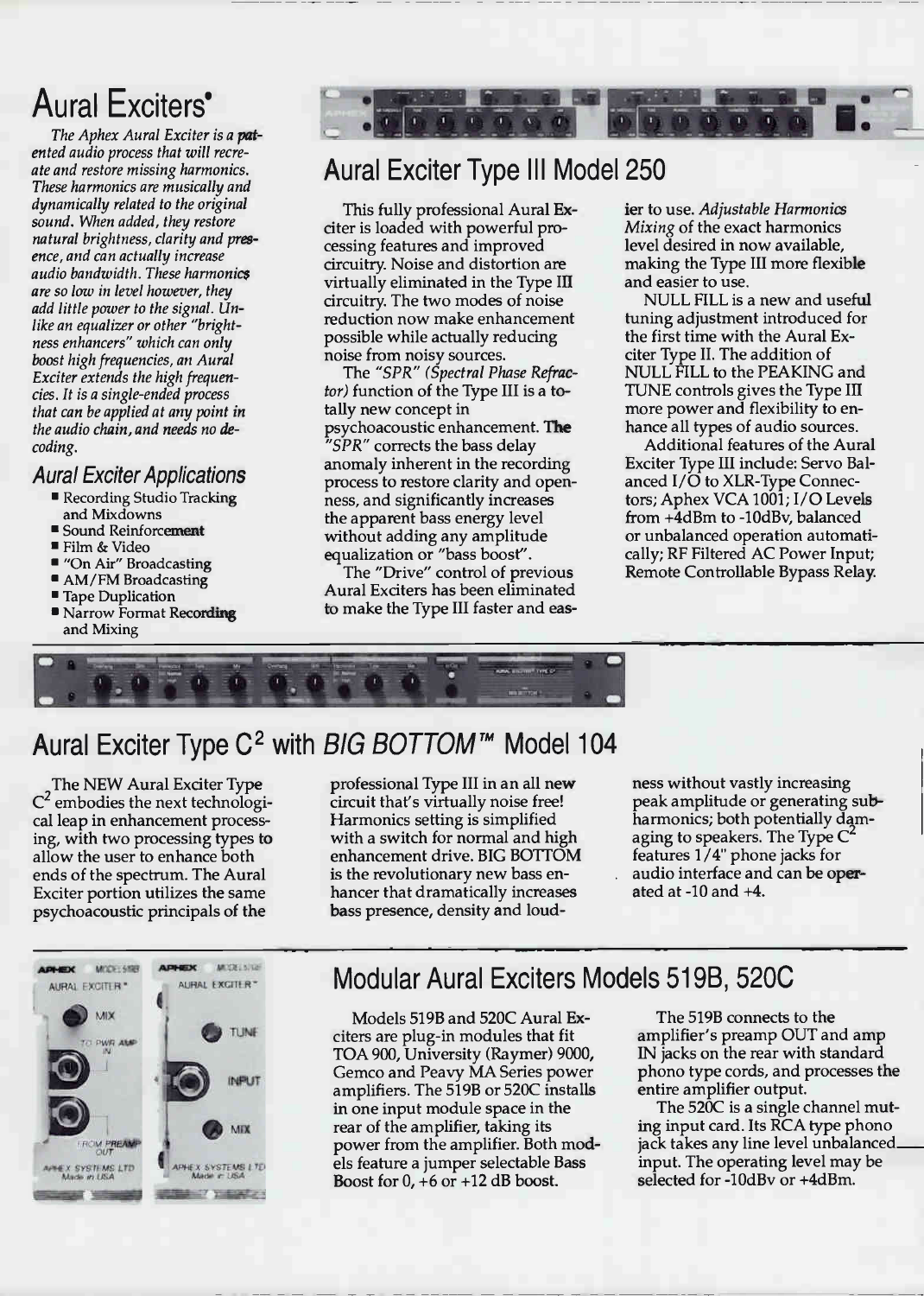# Aural Exciters®

*The Aphex Aural Exciter is a patented audio process that will recreate and restore missing harmonics. These harmonics are musically and dynamically related to the original sound. When added, they restore natural brightness, clarity and presence, and can actually increase audio bandwidth. These harmonics are so low in level however, they add little power to the signal. Unlike an equalizer or other "brightness enhancers" which can only boost high frequencies, an Aural Exciter extends the high frequencies. It is a single-ended process that can be applied at any point in the audio chain, and needs no decoding.*

### *Aural Exciter Applications*

- Recording Studio Tracking and Mixdowns
- Sound Reinforcement
- Film & Video
- "On Air" Broadcasting
- AM/FM Broadcasting
- Tape Duplication
- Narrow Format Recording and Mixing

## Aural Exciter Type III Model 250

This fully professional Aural Exciter is loaded with powerful processing features and improved circuitry. Noise and distortion are virtually eliminated in the Type III circuitry. The two modes of noise reduction now make enhancement possible while actually reducing noise from noisy sources.

The *"SPR" (Spectral Phase Refractor)* function of the Type III is a totally new concept in psychoacoustic enhancement. The *"SPR"* corrects the bass delay anomaly inherent in the recording process to restore clarity and openness, and significantly increases the apparent bass energy level without adding any amplitude equalization or "bass boost".

The "Drive" control of previous Aural Exciters has been eliminated to make the Type III faster and easier to use. *Adjustable Harmonics Mixing* of the exact harmonics level desired in now available, making the Type III more flexible and easier to use.

NULL FILL is a new and useful tuning adjustment introduced for the first time with the Aural Exciter Type II. The addition of NULL FILL to the PEAKING and TUNE controls gives the Type III more power and flexibility to enhance all types of audio sources.

Additional features of the Aural Exciter Type III include: Servo Balanced I/O to XLR-Type Connectors; Aphex VCA 1001; I/O Levels from +4dBm to -10dBv, balanced or unbalanced operation automatically; RF Filtered AC Power Input; Remote Controllable Bypass Relay.

## Aural Exciter Type C$^2$ with *BIG BOTTOM™* Model 104

The NEW Aural Exciter Type C$^2$ embodies the next technological leap in enhancement processing, with two processing types to allow the user to enhance both ends of the spectrum. The Aural Exciter portion utilizes the same psychoacoustic principals of the professional Type III in an all new circuit that's virtually noise free! Harmonics setting is simplified with a switch for normal and high enhancement drive. BIG BOTTOM is the revolutionary new bass enhancer that dramatically increases bass presence, density and loudness without vastly increasing peak amplitude or generating subharmonics; both potentially damaging to speakers. The Type C$^2$ features 1/4" phone jacks for audio interface and can be operated at -10 and +4.

## Modular Aural Exciters Models 519B, 520C

Models 519B and 520C Aural Exciters are plug-in modules that fit TOA 900, University (Raymer) 9000, Gemco and Peavy MA Series power amplifiers. The 519B or 520C installs in one input module space in the rear of the amplifier, taking its power from the amplifier. Both models feature a jumper selectable Bass Boost for 0, +6 or +12 dB boost.

The 519B connects to the amplifier's preamp OUT and amp IN jacks on the rear with standard phono type cords, and processes the entire amplifier output.

The 520C is a single channel muting input card. Its RCA type phono jack takes any line level unbalanced input. The operating level may be selected for -10dBv or +4dBm.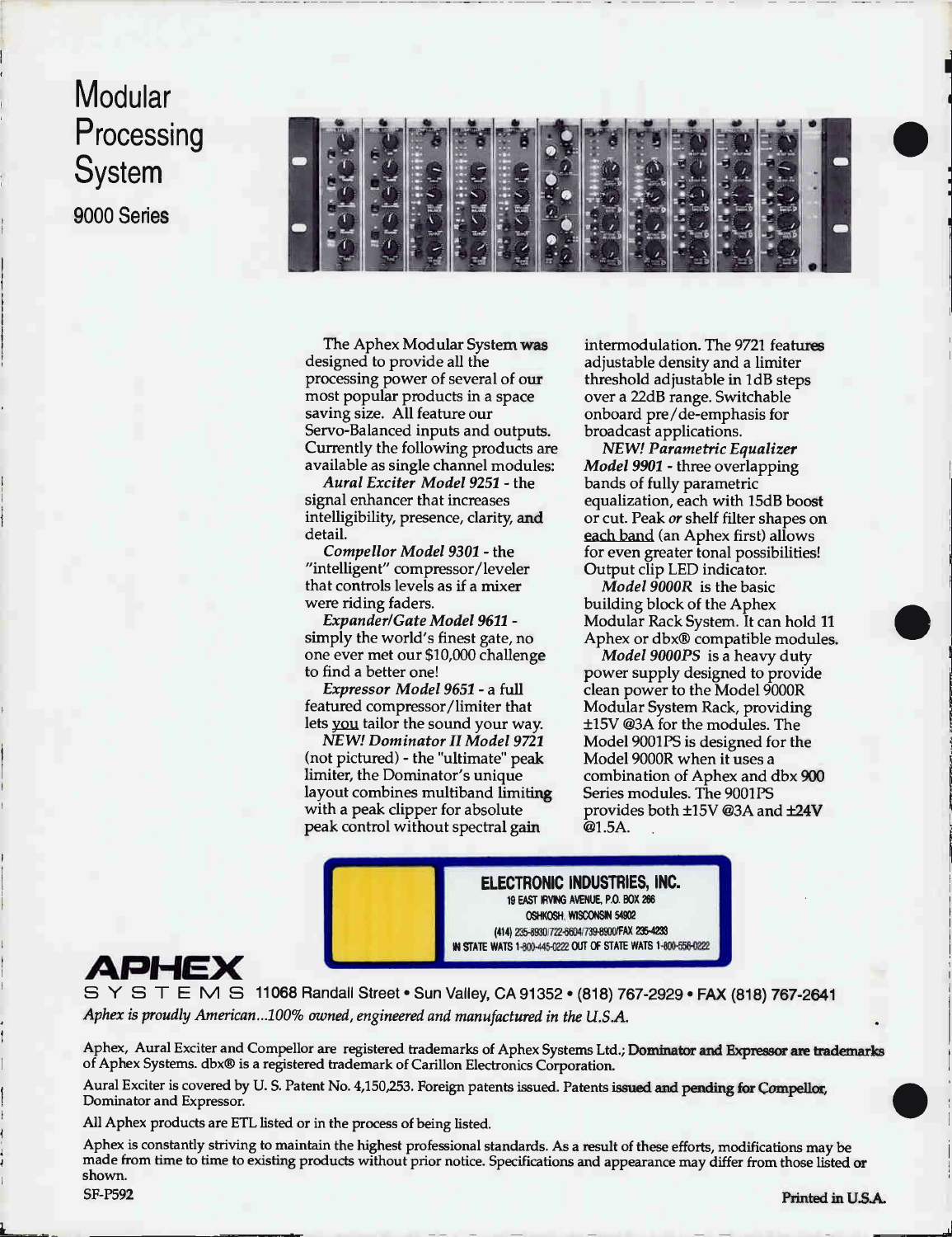# Modular Processing System

## 9000 Series

The Aphex Modular System was designed to provide all the processing power of several of our most popular products in a space saving size. All feature our Servo-Balanced inputs and outputs. Currently the following products are available as single channel modules:

*Aural Exciter Model 9251* - the signal enhancer that increases intelligibility, presence, clarity, and detail.

*Compellor Model 9301* - the "intelligent" compressor/leveler that controls levels as if a mixer were riding faders.

*Expander/Gate Model 9611* - simply the world's finest gate, no one ever met our $10,000 challenge to find a better one!

*Expressor Model 9651* - a full featured compressor/limiter that lets you tailor the sound your way.

*NEW! Dominator II Model 9721* (not pictured) - the "ultimate" peak limiter, the Dominator's unique layout combines multiband limiting with a peak clipper for absolute peak control without spectral gain intermodulation. The 9721 features adjustable density and a limiter threshold adjustable in 1dB steps over a 22dB range. Switchable onboard pre/de-emphasis for broadcast applications.

*NEW! Parametric Equalizer Model 9901* - three overlapping bands of fully parametric equalization, each with 15dB boost or cut. Peak *or* shelf filter shapes on each band (an Aphex first) allows for even greater tonal possibilities! Output clip LED indicator.

*Model 9000R* is the basic building block of the Aphex Modular Rack System. It can hold 11 Aphex or dbx® compatible modules.

*Model 9000PS* is a heavy duty power supply designed to provide clean power to the Model 9000R Modular System Rack, providing ±15V @3A for the modules. The Model 9001PS is designed for the Model 9000R when it uses a combination of Aphex and dbx 900 Series modules. The 9001PS provides both ±15V @3A and ±24V @1.5A.

**ELECTRONIC INDUSTRIES, INC.**
19 EAST IRVING AVENUE, P.O. BOX 266
OSHKOSH, WISCONSIN 54902
(414) 235-8930/722-6604/739-8900/FAX 235-4233
IN STATE WATS 1-800-445-0222 OUT OF STATE WATS 1-800-558-0222

**APHEX SYSTEMS** 11068 Randall Street • Sun Valley, CA 91352 • (818) 767-2929 • FAX (818) 767-2641

*Aphex is proudly American...100% owned, engineered and manufactured in the U.S.A.*

Aphex, Aural Exciter and Compellor are registered trademarks of Aphex Systems Ltd.; Dominator and Expressor are trademarks of Aphex Systems. dbx® is a registered trademark of Carillon Electronics Corporation.

Aural Exciter is covered by U. S. Patent No. 4,150,253. Foreign patents issued. Patents issued and pending for Compellor, Dominator and Expressor.

All Aphex products are ETL listed or in the process of being listed.

Aphex is constantly striving to maintain the highest professional standards. As a result of these efforts, modifications may be made from time to time to existing products without prior notice. Specifications and appearance may differ from those listed or shown.

SF-P592

Printed in U.S.A.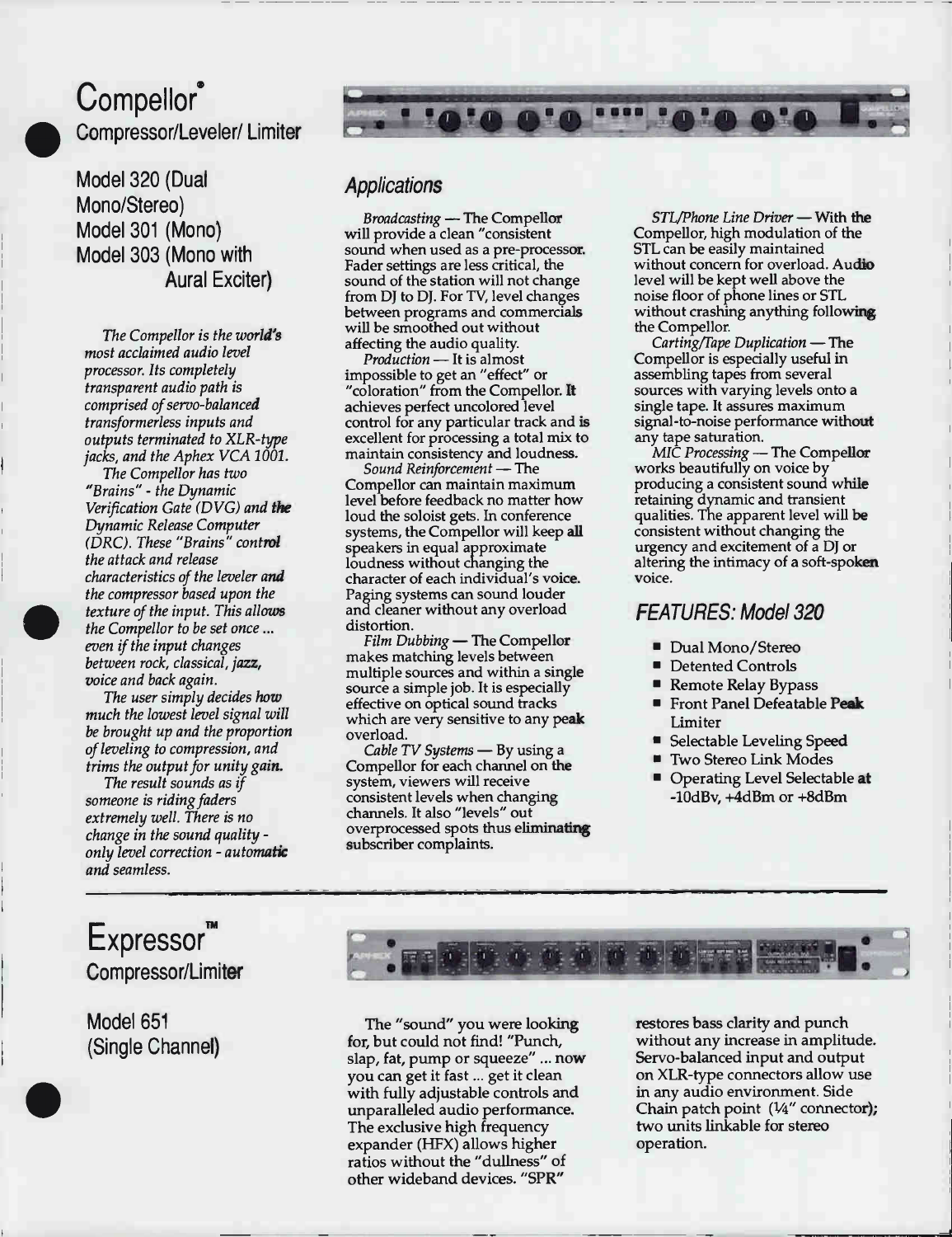# Compellor®

## Compressor/Leveler/ Limiter

Model 320 (Dual Mono/Stereo)
Model 301 (Mono)
Model 303 (Mono with Aural Exciter)

*The Compellor is the world's most acclaimed audio level processor. Its completely transparent audio path is comprised of servo-balanced transformerless inputs and outputs terminated to XLR-type jacks, and the Aphex VCA 1001.*

*The Compellor has two "Brains" - the Dynamic Verification Gate (DVG) and the Dynamic Release Computer (DRC). These "Brains" control the attack and release characteristics of the leveler and the compressor based upon the texture of the input. This allows the Compellor to be set once ... even if the input changes between rock, classical, jazz, voice and back again.*

*The user simply decides how much the lowest level signal will be brought up and the proportion of leveling to compression, and trims the output for unity gain.*

*The result sounds as if someone is riding faders extremely well. There is no change in the sound quality - only level correction - automatic and seamless.*

### Applications

*Broadcasting* — The Compellor will provide a clean "consistent sound when used as a pre-processor. Fader settings are less critical, the sound of the station will not change from DJ to DJ. For TV, level changes between programs and commercials will be smoothed out without affecting the audio quality.

*Production* — It is almost impossible to get an "effect" or "coloration" from the Compellor. It achieves perfect uncolored level control for any particular track and is excellent for processing a total mix to maintain consistency and loudness.

*Sound Reinforcement* — The Compellor can maintain maximum level before feedback no matter how loud the soloist gets. In conference systems, the Compellor will keep all speakers in equal approximate loudness without changing the character of each individual's voice. Paging systems can sound louder and cleaner without any overload distortion.

*Film Dubbing* — The Compellor makes matching levels between multiple sources and within a single source a simple job. It is especially effective on optical sound tracks which are very sensitive to any peak overload.

*Cable TV Systems* — By using a Compellor for each channel on the system, viewers will receive consistent levels when changing channels. It also "levels" out overprocessed spots thus eliminating subscriber complaints.

*STL/Phone Line Driver* — With the Compellor, high modulation of the STL can be easily maintained without concern for overload. Audio level will be kept well above the noise floor of phone lines or STL without crashing anything following the Compellor.

*Carting/Tape Duplication* — The Compellor is especially useful in assembling tapes from several sources with varying levels onto a single tape. It assures maximum signal-to-noise performance without any tape saturation.

*MIC Processing* — The Compellor works beautifully on voice by producing a consistent sound while retaining dynamic and transient qualities. The apparent level will be consistent without changing the urgency and excitement of a DJ or altering the intimacy of a soft-spoken voice.

### FEATURES: Model 320

- Dual Mono/Stereo
- Detented Controls
- Remote Relay Bypass
- Front Panel Defeatable Peak Limiter
- Selectable Leveling Speed
- Two Stereo Link Modes
- Operating Level Selectable at -10dBv, +4dBm or +8dBm

# Expressor™

## Compressor/Limiter

Model 651 (Single Channel)

The "sound" you were looking for, but could not find! "Punch, slap, fat, pump or squeeze" ... now you can get it fast ... get it clean with fully adjustable controls and unparalleled audio performance. The exclusive high frequency expander (HFX) allows higher ratios without the "dullness" of other wideband devices. "SPR" restores bass clarity and punch without any increase in amplitude. Servo-balanced input and output on XLR-type connectors allow use in any audio environment. Side Chain patch point (¼" connector); two units linkable for stereo operation.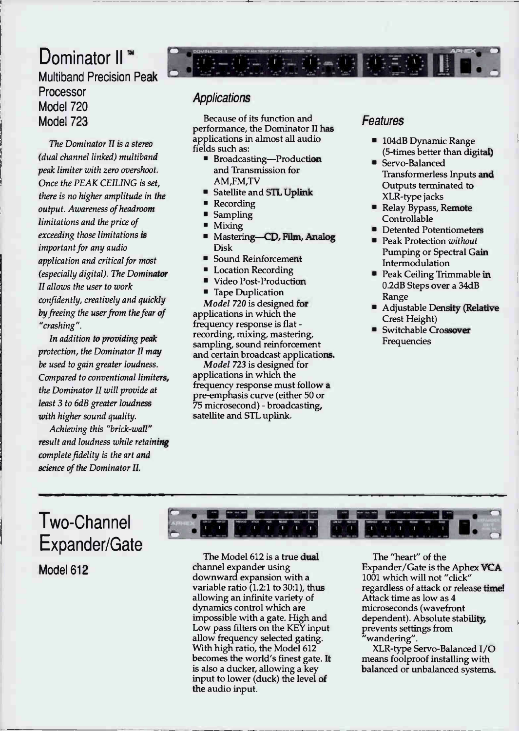# Dominator II ™

## Multiband Precision Peak Processor
## Model 720
## Model 723

*The Dominator II is a stereo (dual channel linked) multiband peak limiter with zero overshoot. Once the PEAK CEILING is set, there is no higher amplitude in the output. Awareness of headroom limitations and the price of exceeding those limitations is important for any audio application and critical for most (especially digital). The Dominator II allows the user to work confidently, creatively and quickly by freeing the user from the fear of "crashing".*

*In addition to providing peak protection, the Dominator II may be used to gain greater loudness. Compared to conventional limiters, the Dominator II will provide at least 3 to 6dB greater loudness with higher sound quality.*

*Achieving this "brick-wall" result and loudness while retaining complete fidelity is the art and science of the Dominator II.*

### Applications

Because of its function and performance, the Dominator II has applications in almost all audio fields such as:

- Broadcasting—Production and Transmission for AM,FM,TV
- Satellite and STL Uplink
- Recording
- Sampling
- Mixing
- Mastering—CD, Film, Analog Disk
- Sound Reinforcement
- Location Recording
- Video Post-Production
- Tape Duplication

*Model 720* is designed for applications in which the frequency response is flat - recording, mixing, mastering, sampling, sound reinforcement and certain broadcast applications.

*Model 723* is designed for applications in which the frequency response must follow a pre-emphasis curve (either 50 or 75 microsecond) - broadcasting, satellite and STL uplink.

### Features

- 104dB Dynamic Range (5-times better than digital)
- Servo-Balanced Transformerless Inputs and Outputs terminated to XLR-type jacks
- Relay Bypass, Remote Controllable
- Detented Potentiometers
- Peak Protection *without* Pumping or Spectral Gain Intermodulation
- Peak Ceiling Trimmable in 0.2dB Steps over a 34dB Range
- Adjustable Density (Relative Crest Height)
- Switchable Crossover Frequencies

# Two-Channel Expander/Gate

## Model 612

The Model 612 is a true dual channel expander using downward expansion with a variable ratio (1.2:1 to 30:1), thus allowing an infinite variety of dynamics control which are impossible with a gate. High and Low pass filters on the KEY input allow frequency selected gating. With high ratio, the Model 612 becomes the world's finest gate. It is also a ducker, allowing a key input to lower (duck) the level of the audio input.

The "heart" of the Expander/Gate is the Aphex VCA 1001 which will not "click" regardless of attack or release time! Attack time as low as 4 microseconds (wavefront dependent). Absolute stability, prevents settings from "wandering".

XLR-type Servo-Balanced I/O means foolproof installing with balanced or unbalanced systems.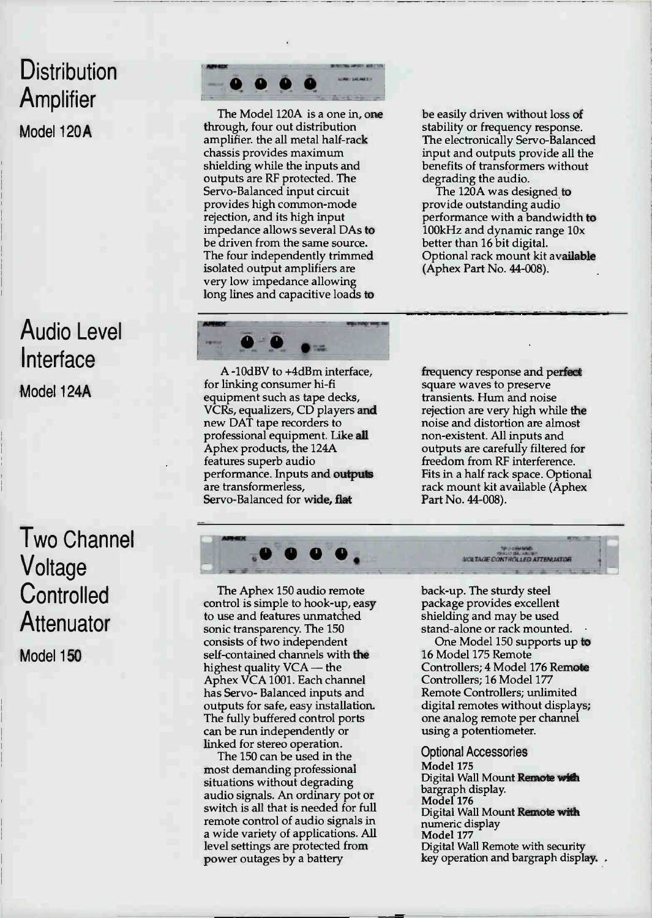# Distribution Amplifier

## Model 120A

The Model 120A is a one in, one through, four out distribution amplifier. the all metal half-rack chassis provides maximum shielding while the inputs and outputs are RF protected. The Servo-Balanced input circuit provides high common-mode rejection, and its high input impedance allows several DAs to be driven from the same source. The four independently trimmed isolated output amplifiers are very low impedance allowing long lines and capacitive loads to be easily driven without loss of stability or frequency response. The electronically Servo-Balanced input and outputs provide all the benefits of transformers without degrading the audio.

The 120A was designed to provide outstanding audio performance with a bandwidth to 100kHz and dynamic range 10x better than 16 bit digital. Optional rack mount kit available (Aphex Part No. 44-008).

# Audio Level Interface

## Model 124A

A -10dBV to +4dBm interface, for linking consumer hi-fi equipment such as tape decks, VCRs, equalizers, CD players and new DAT tape recorders to professional equipment. Like all Aphex products, the 124A features superb audio performance. Inputs and outputs are transformerless, Servo-Balanced for wide, flat frequency response and perfect square waves to preserve transients. Hum and noise rejection are very high while the noise and distortion are almost non-existent. All inputs and outputs are carefully filtered for freedom from RF interference. Fits in a half rack space. Optional rack mount kit available (Aphex Part No. 44-008).

# Two Channel Voltage Controlled Attenuator

## Model 150

The Aphex 150 audio remote control is simple to hook-up, easy to use and features unmatched sonic transparency. The 150 consists of two independent self-contained channels with the highest quality VCA — the Aphex VCA 1001. Each channel has Servo- Balanced inputs and outputs for safe, easy installation. The fully buffered control ports can be run independently or linked for stereo operation.

The 150 can be used in the most demanding professional situations without degrading audio signals. An ordinary pot or switch is all that is needed for full remote control of audio signals in a wide variety of applications. All level settings are protected from power outages by a battery back-up. The sturdy steel package provides excellent shielding and may be used stand-alone or rack mounted.

One Model 150 supports up to 16 Model 175 Remote Controllers; 4 Model 176 Remote Controllers; 16 Model 177 Remote Controllers; unlimited digital remotes without displays; one analog remote per channel using a potentiometer.

### Optional Accessories

**Model 175**
Digital Wall Mount Remote with bargraph display.

**Model 176**
Digital Wall Mount Remote with numeric display

**Model 177**
Digital Wall Remote with security key operation and bargraph display.